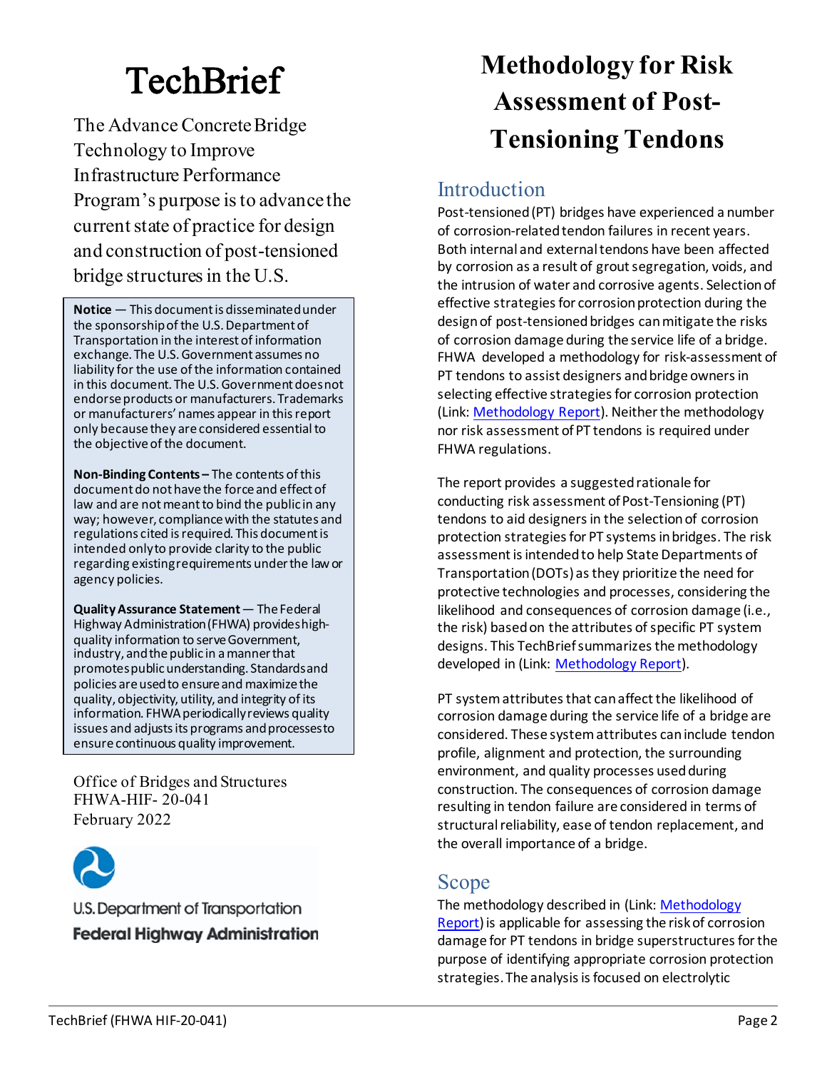# TechBrief

The Advance Concrete Bridge Technology to Improve Infrastructure Performance Program's purpose is to advance the current state of practice for design and construction of post-tensioned bridge structures in the U.S.

**Notice** — This document is disseminated under the sponsorship of the U.S. Department of Transportation in the interest of information exchange. The U.S. Government assumes no liability for the use of the information contained in this document. The U.S. Government does not endorse products or manufacturers. Trademarks or manufacturers' names appear in this report only because they are considered essential to the objective of the document.

**Non-Binding Contents –** The contents of this document do not have the force and effect of law and are not meant to bind the public in any way; however, compliance with the statutes and regulations cited is required. This document is intended only to provide clarity to the public regarding existing requirements under the law or agency policies.

**Quality Assurance Statement** — The Federal Highway Administration (FHWA) provides high-quality information to serve Government, industry, and the public in a manner that promotes public understanding. Standards and policies are used to ensure and maximize the quality, objectivity, utility, and integrity of its information. FHWA periodically reviews quality issues and adjusts its programs and processes to ensure continuous quality improvement.

Office of Bridges and Structures
FHWA-HIF- 20-041
February 2022

U.S. Department of Transportation
**Federal Highway Administration**

# Methodology for Risk Assessment of Post-Tensioning Tendons

## Introduction

Post-tensioned (PT) bridges have experienced a number of corrosion-related tendon failures in recent years. Both internal and external tendons have been affected by corrosion as a result of grout segregation, voids, and the intrusion of water and corrosive agents. Selection of effective strategies for corrosion protection during the design of post-tensioned bridges can mitigate the risks of corrosion damage during the service life of a bridge. FHWA developed a methodology for risk-assessment of PT tendons to assist designers and bridge owners in selecting effective strategies for corrosion protection (Link: Methodology Report). Neither the methodology nor risk assessment of PT tendons is required under FHWA regulations.

The report provides a suggested rationale for conducting risk assessment of Post-Tensioning (PT) tendons to aid designers in the selection of corrosion protection strategies for PT systems in bridges. The risk assessment is intended to help State Departments of Transportation (DOTs) as they prioritize the need for protective technologies and processes, considering the likelihood and consequences of corrosion damage (i.e., the risk) based on the attributes of specific PT system designs. This TechBrief summarizes the methodology developed in (Link: Methodology Report).

PT system attributes that can affect the likelihood of corrosion damage during the service life of a bridge are considered. These system attributes can include tendon profile, alignment and protection, the surrounding environment, and quality processes used during construction. The consequences of corrosion damage resulting in tendon failure are considered in terms of structural reliability, ease of tendon replacement, and the overall importance of a bridge.

## Scope

The methodology described in (Link: Methodology Report) is applicable for assessing the risk of corrosion damage for PT tendons in bridge superstructures for the purpose of identifying appropriate corrosion protection strategies. The analysis is focused on electrolytic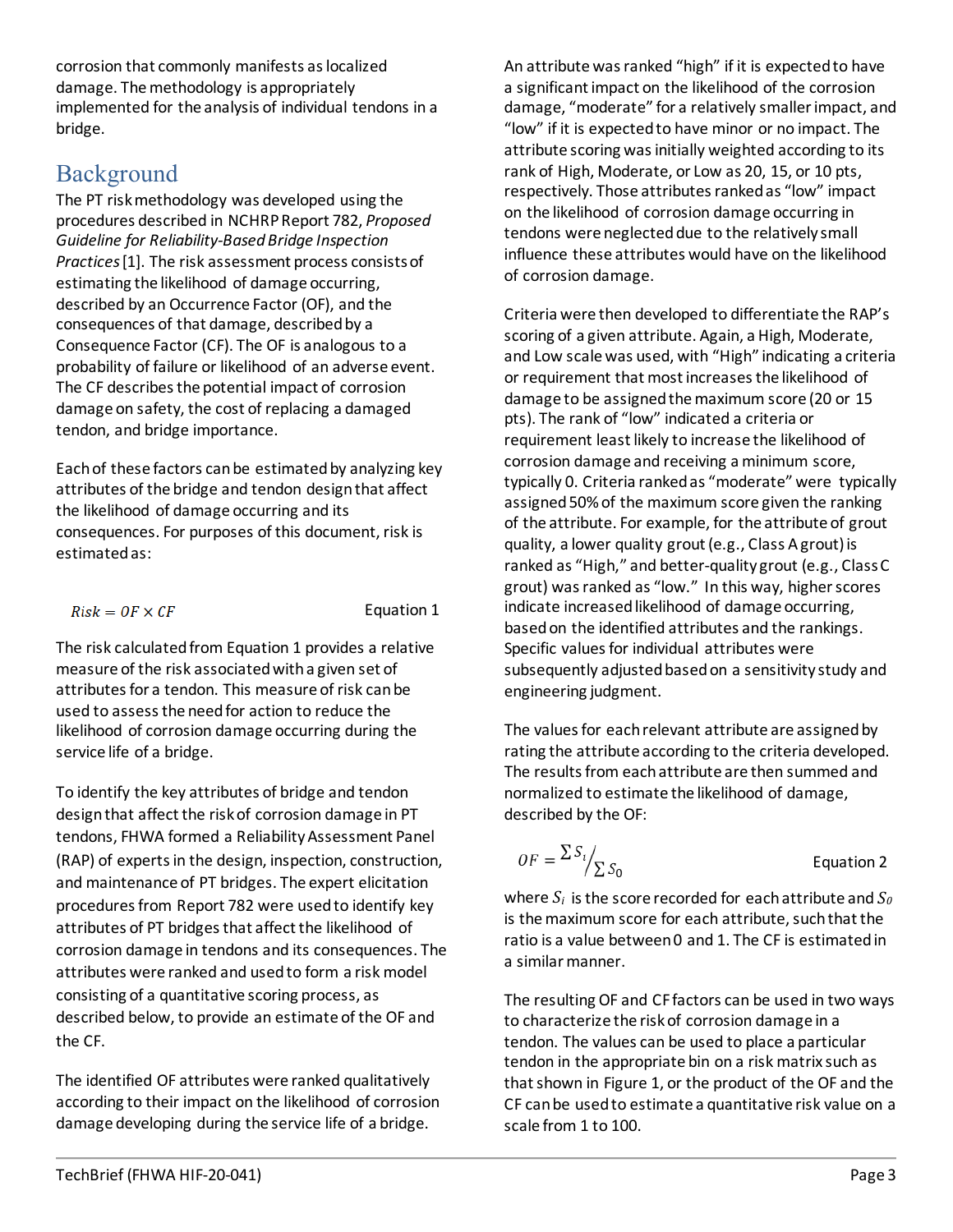corrosion that commonly manifests as localized damage. The methodology is appropriately implemented for the analysis of individual tendons in a bridge.

## Background

The PT risk methodology was developed using the procedures described in NCHRP Report 782, *Proposed Guideline for Reliability-Based Bridge Inspection Practices* [1]. The risk assessment process consists of estimating the likelihood of damage occurring, described by an Occurrence Factor (OF), and the consequences of that damage, described by a Consequence Factor (CF). The OF is analogous to a probability of failure or likelihood of an adverse event. The CF describes the potential impact of corrosion damage on safety, the cost of replacing a damaged tendon, and bridge importance.

Each of these factors can be estimated by analyzing key attributes of the bridge and tendon design that affect the likelihood of damage occurring and its consequences. For purposes of this document, risk is estimated as:

$$Risk = OF \times CF \qquad \text{Equation 1}$$

The risk calculated from Equation 1 provides a relative measure of the risk associated with a given set of attributes for a tendon. This measure of risk can be used to assess the need for action to reduce the likelihood of corrosion damage occurring during the service life of a bridge.

To identify the key attributes of bridge and tendon design that affect the risk of corrosion damage in PT tendons, FHWA formed a Reliability Assessment Panel (RAP) of experts in the design, inspection, construction, and maintenance of PT bridges. The expert elicitation procedures from Report 782 were used to identify key attributes of PT bridges that affect the likelihood of corrosion damage in tendons and its consequences. The attributes were ranked and used to form a risk model consisting of a quantitative scoring process, as described below, to provide an estimate of the OF and the CF.

The identified OF attributes were ranked qualitatively according to their impact on the likelihood of corrosion damage developing during the service life of a bridge. An attribute was ranked "high" if it is expected to have a significant impact on the likelihood of the corrosion damage, "moderate" for a relatively smaller impact, and "low" if it is expected to have minor or no impact. The attribute scoring was initially weighted according to its rank of High, Moderate, or Low as 20, 15, or 10 pts, respectively. Those attributes ranked as "low" impact on the likelihood of corrosion damage occurring in tendons were neglected due to the relatively small influence these attributes would have on the likelihood of corrosion damage.

Criteria were then developed to differentiate the RAP's scoring of a given attribute. Again, a High, Moderate, and Low scale was used, with "High" indicating a criteria or requirement that most increases the likelihood of damage to be assigned the maximum score (20 or 15 pts). The rank of "low" indicated a criteria or requirement least likely to increase the likelihood of corrosion damage and receiving a minimum score, typically 0. Criteria ranked as "moderate" were typically assigned 50% of the maximum score given the ranking of the attribute. For example, for the attribute of grout quality, a lower quality grout (e.g., Class A grout) is ranked as "High," and better-quality grout (e.g., Class C grout) was ranked as "low." In this way, higher scores indicate increased likelihood of damage occurring, based on the identified attributes and the rankings. Specific values for individual attributes were subsequently adjusted based on a sensitivity study and engineering judgment.

The values for each relevant attribute are assigned by rating the attribute according to the criteria developed. The results from each attribute are then summed and normalized to estimate the likelihood of damage, described by the OF:

$$OF = \frac{\sum S_i}{\sum S_0} \qquad \text{Equation 2}$$

where $S_i$ is the score recorded for each attribute and $S_0$ is the maximum score for each attribute, such that the ratio is a value between 0 and 1. The CF is estimated in a similar manner.

The resulting OF and CF factors can be used in two ways to characterize the risk of corrosion damage in a tendon. The values can be used to place a particular tendon in the appropriate bin on a risk matrix such as that shown in Figure 1, or the product of the OF and the CF can be used to estimate a quantitative risk value on a scale from 1 to 100.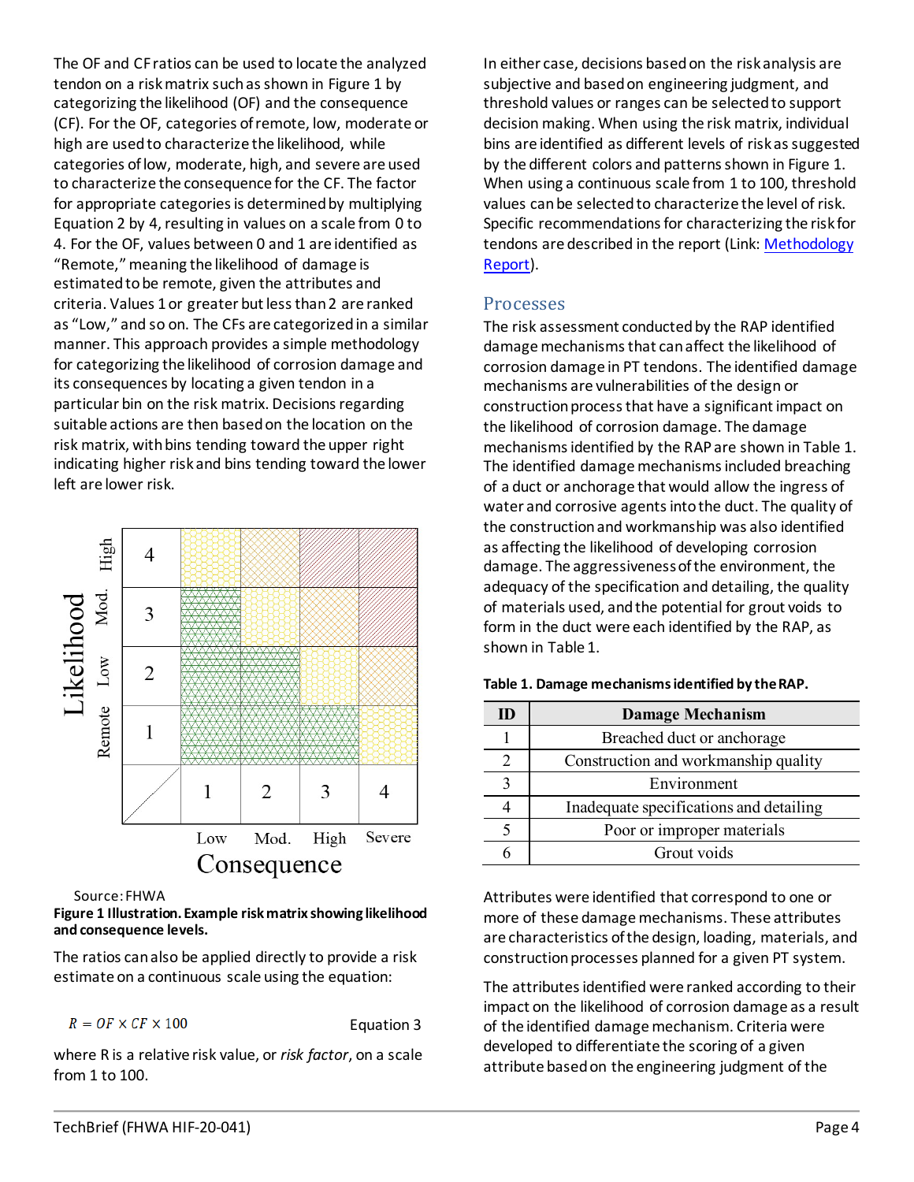The OF and CF ratios can be used to locate the analyzed tendon on a risk matrix such as shown in Figure 1 by categorizing the likelihood (OF) and the consequence (CF). For the OF, categories of remote, low, moderate or high are used to characterize the likelihood, while categories of low, moderate, high, and severe are used to characterize the consequence for the CF. The factor for appropriate categories is determined by multiplying Equation 2 by 4, resulting in values on a scale from 0 to 4. For the OF, values between 0 and 1 are identified as "Remote," meaning the likelihood of damage is estimated to be remote, given the attributes and criteria. Values 1 or greater but less than 2 are ranked as "Low," and so on. The CFs are categorized in a similar manner. This approach provides a simple methodology for categorizing the likelihood of corrosion damage and its consequences by locating a given tendon in a particular bin on the risk matrix. Decisions regarding suitable actions are then based on the location on the risk matrix, with bins tending toward the upper right indicating higher risk and bins tending toward the lower left are lower risk.

Source: FHWA

**Figure 1 Illustration. Example risk matrix showing likelihood and consequence levels.**

The ratios can also be applied directly to provide a risk estimate on a continuous scale using the equation:

$$R = OF \times CF \times 100 \qquad \text{Equation 3}$$

where R is a relative risk value, or *risk factor*, on a scale from 1 to 100.

In either case, decisions based on the risk analysis are subjective and based on engineering judgment, and threshold values or ranges can be selected to support decision making. When using the risk matrix, individual bins are identified as different levels of risk as suggested by the different colors and patterns shown in Figure 1. When using a continuous scale from 1 to 100, threshold values can be selected to characterize the level of risk. Specific recommendations for characterizing the risk for tendons are described in the report (Link: Methodology Report).

## Processes

The risk assessment conducted by the RAP identified damage mechanisms that can affect the likelihood of corrosion damage in PT tendons. The identified damage mechanisms are vulnerabilities of the design or construction process that have a significant impact on the likelihood of corrosion damage. The damage mechanisms identified by the RAP are shown in Table 1. The identified damage mechanisms included breaching of a duct or anchorage that would allow the ingress of water and corrosive agents into the duct. The quality of the construction and workmanship was also identified as affecting the likelihood of developing corrosion damage. The aggressiveness of the environment, the adequacy of the specification and detailing, the quality of materials used, and the potential for grout voids to form in the duct were each identified by the RAP, as shown in Table 1.

**Table 1. Damage mechanisms identified by the RAP.**

| ID | Damage Mechanism |
|---|---|
| 1 | Breached duct or anchorage |
| 2 | Construction and workmanship quality |
| 3 | Environment |
| 4 | Inadequate specifications and detailing |
| 5 | Poor or improper materials |
| 6 | Grout voids |

Attributes were identified that correspond to one or more of these damage mechanisms. These attributes are characteristics of the design, loading, materials, and construction processes planned for a given PT system.

The attributes identified were ranked according to their impact on the likelihood of corrosion damage as a result of the identified damage mechanism. Criteria were developed to differentiate the scoring of a given attribute based on the engineering judgment of the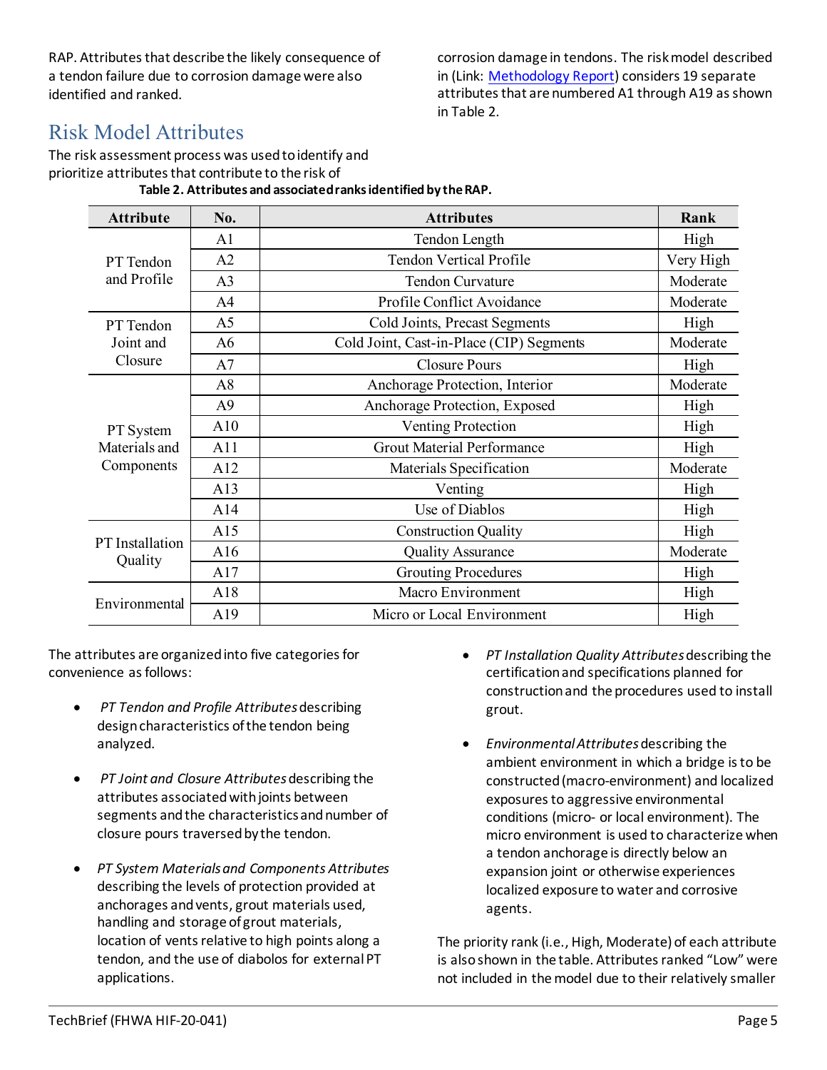RAP. Attributes that describe the likely consequence of a tendon failure due to corrosion damage were also identified and ranked.

## Risk Model Attributes

The risk assessment process was used to identify and prioritize attributes that contribute to the risk of corrosion damage in tendons. The risk model described in (Link: [Methodology Report](Methodology Report)) considers 19 separate attributes that are numbered A1 through A19 as shown in Table 2.

**Table 2. Attributes and associated ranks identified by the RAP.**

| Attribute | No. | Attributes | Rank |
|---|---|---|---|
| PT Tendon and Profile | A1 | Tendon Length | High |
| | A2 | Tendon Vertical Profile | Very High |
| | A3 | Tendon Curvature | Moderate |
| | A4 | Profile Conflict Avoidance | Moderate |
| PT Tendon Joint and Closure | A5 | Cold Joints, Precast Segments | High |
| | A6 | Cold Joint, Cast-in-Place (CIP) Segments | Moderate |
| | A7 | Closure Pours | High |
| PT System Materials and Components | A8 | Anchorage Protection, Interior | Moderate |
| | A9 | Anchorage Protection, Exposed | High |
| | A10 | Venting Protection | High |
| | A11 | Grout Material Performance | High |
| | A12 | Materials Specification | Moderate |
| | A13 | Venting | High |
| | A14 | Use of Diablos | High |
| PT Installation Quality | A15 | Construction Quality | High |
| | A16 | Quality Assurance | Moderate |
| | A17 | Grouting Procedures | High |
| Environmental | A18 | Macro Environment | High |
| | A19 | Micro or Local Environment | High |

The attributes are organized into five categories for convenience as follows:

- *PT Tendon and Profile Attributes* describing design characteristics of the tendon being analyzed.
- *PT Joint and Closure Attributes* describing the attributes associated with joints between segments and the characteristics and number of closure pours traversed by the tendon.
- *PT System Materials and Components Attributes* describing the levels of protection provided at anchorages and vents, grout materials used, handling and storage of grout materials, location of vents relative to high points along a tendon, and the use of diabolos for external PT applications.
- *PT Installation Quality Attributes* describing the certification and specifications planned for construction and the procedures used to install grout.
- *Environmental Attributes* describing the ambient environment in which a bridge is to be constructed (macro-environment) and localized exposures to aggressive environmental conditions (micro- or local environment). The micro environment is used to characterize when a tendon anchorage is directly below an expansion joint or otherwise experiences localized exposure to water and corrosive agents.

The priority rank (i.e., High, Moderate) of each attribute is also shown in the table. Attributes ranked "Low" were not included in the model due to their relatively smaller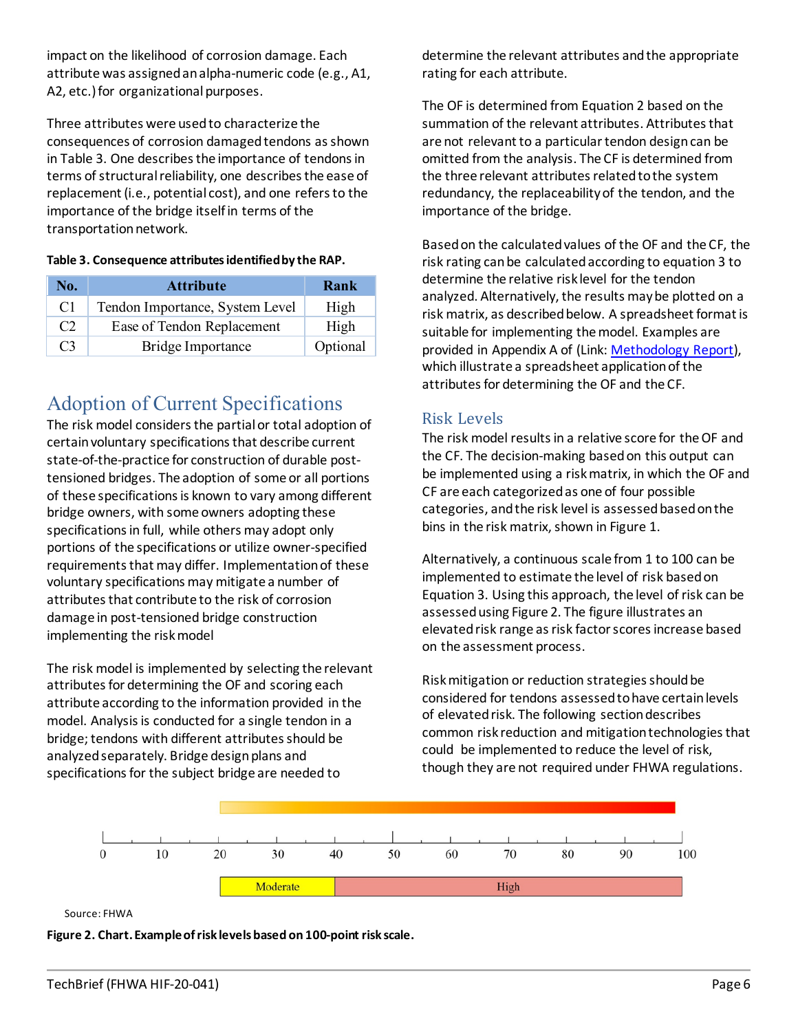impact on the likelihood of corrosion damage. Each attribute was assigned an alpha-numeric code (e.g., A1, A2, etc.) for organizational purposes.

Three attributes were used to characterize the consequences of corrosion damaged tendons as shown in Table 3. One describes the importance of tendons in terms of structural reliability, one describes the ease of replacement (i.e., potential cost), and one refers to the importance of the bridge itself in terms of the transportation network.

**Table 3. Consequence attributes identified by the RAP.**

| No. | Attribute | Rank |
|---|---|---|
| C1 | Tendon Importance, System Level | High |
| C2 | Ease of Tendon Replacement | High |
| C3 | Bridge Importance | Optional |

## Adoption of Current Specifications

The risk model considers the partial or total adoption of certain voluntary specifications that describe current state-of-the-practice for construction of durable post-tensioned bridges. The adoption of some or all portions of these specifications is known to vary among different bridge owners, with some owners adopting these specifications in full, while others may adopt only portions of the specifications or utilize owner-specified requirements that may differ. Implementation of these voluntary specifications may mitigate a number of attributes that contribute to the risk of corrosion damage in post-tensioned bridge construction implementing the risk model

The risk model is implemented by selecting the relevant attributes for determining the OF and scoring each attribute according to the information provided in the model. Analysis is conducted for a single tendon in a bridge; tendons with different attributes should be analyzed separately. Bridge design plans and specifications for the subject bridge are needed to determine the relevant attributes and the appropriate rating for each attribute.

The OF is determined from Equation 2 based on the summation of the relevant attributes. Attributes that are not relevant to a particular tendon design can be omitted from the analysis. The CF is determined from the three relevant attributes related to the system redundancy, the replaceability of the tendon, and the importance of the bridge.

Based on the calculated values of the OF and the CF, the risk rating can be calculated according to equation 3 to determine the relative risk level for the tendon analyzed. Alternatively, the results may be plotted on a risk matrix, as described below. A spreadsheet format is suitable for implementing the model. Examples are provided in Appendix A of (Link: Methodology Report), which illustrate a spreadsheet application of the attributes for determining the OF and the CF.

### Risk Levels

The risk model results in a relative score for the OF and the CF. The decision-making based on this output can be implemented using a risk matrix, in which the OF and CF are each categorized as one of four possible categories, and the risk level is assessed based on the bins in the risk matrix, shown in Figure 1.

Alternatively, a continuous scale from 1 to 100 can be implemented to estimate the level of risk based on Equation 3. Using this approach, the level of risk can be assessed using Figure 2. The figure illustrates an elevated risk range as risk factor scores increase based on the assessment process.

Risk mitigation or reduction strategies should be considered for tendons assessed to have certain levels of elevated risk. The following section describes common risk reduction and mitigation technologies that could be implemented to reduce the level of risk, though they are not required under FHWA regulations.

0 10 20 30 40 50 60 70 80 90 100

Moderate | High

Source: FHWA

**Figure 2. Chart. Example of risk levels based on 100-point risk scale.**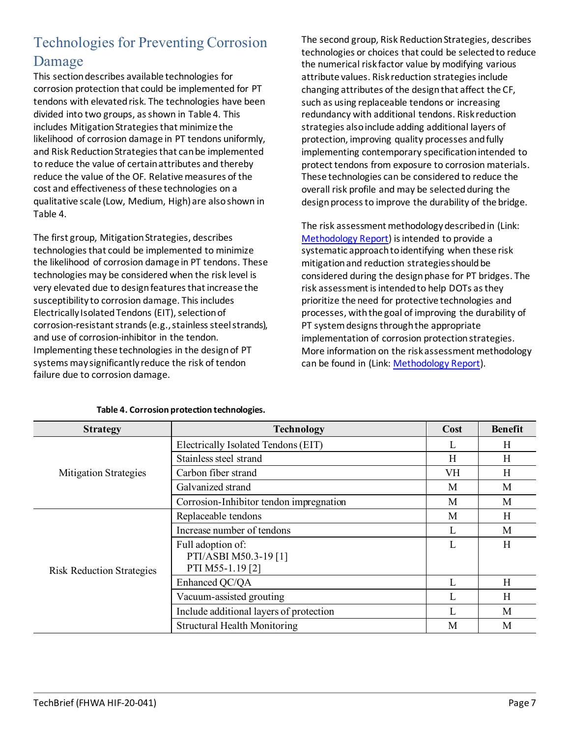## Technologies for Preventing Corrosion Damage

This section describes available technologies for corrosion protection that could be implemented for PT tendons with elevated risk. The technologies have been divided into two groups, as shown in Table 4. This includes Mitigation Strategies that minimize the likelihood of corrosion damage in PT tendons uniformly, and Risk Reduction Strategies that can be implemented to reduce the value of certain attributes and thereby reduce the value of the OF. Relative measures of the cost and effectiveness of these technologies on a qualitative scale (Low, Medium, High) are also shown in Table 4.

The first group, Mitigation Strategies, describes technologies that could be implemented to minimize the likelihood of corrosion damage in PT tendons. These technologies may be considered when the risk level is very elevated due to design features that increase the susceptibility to corrosion damage. This includes Electrically Isolated Tendons (EIT), selection of corrosion-resistant strands (e.g., stainless steel strands), and use of corrosion-inhibitor in the tendon. Implementing these technologies in the design of PT systems may significantly reduce the risk of tendon failure due to corrosion damage.

The second group, Risk Reduction Strategies, describes technologies or choices that could be selected to reduce the numerical risk factor value by modifying various attribute values. Risk reduction strategies include changing attributes of the design that affect the CF, such as using replaceable tendons or increasing redundancy with additional tendons. Risk reduction strategies also include adding additional layers of protection, improving quality processes and fully implementing contemporary specification intended to protect tendons from exposure to corrosion materials. These technologies can be considered to reduce the overall risk profile and may be selected during the design process to improve the durability of the bridge.

The risk assessment methodology described in (Link: Methodology Report) is intended to provide a systematic approach to identifying when these risk mitigation and reduction strategies should be considered during the design phase for PT bridges. The risk assessment is intended to help DOTs as they prioritize the need for protective technologies and processes, with the goal of improving the durability of PT system designs through the appropriate implementation of corrosion protection strategies. More information on the risk assessment methodology can be found in (Link: Methodology Report).

**Table 4. Corrosion protection technologies.**

| Strategy | Technology | Cost | Benefit |
|---|---|---|---|
| Mitigation Strategies | Electrically Isolated Tendons (EIT) | L | H |
| | Stainless steel strand | H | H |
| | Carbon fiber strand | VH | H |
| | Galvanized strand | M | M |
| | Corrosion-Inhibitor tendon impregnation | M | M |
| Risk Reduction Strategies | Replaceable tendons | M | H |
| | Increase number of tendons | L | M |
| | Full adoption of: PTI/ASBI M50.3-19 [1] PTI M55-1.19 [2] | L | H |
| | Enhanced QC/QA | L | H |
| | Vacuum-assisted grouting | L | H |
| | Include additional layers of protection | L | M |
| | Structural Health Monitoring | M | M |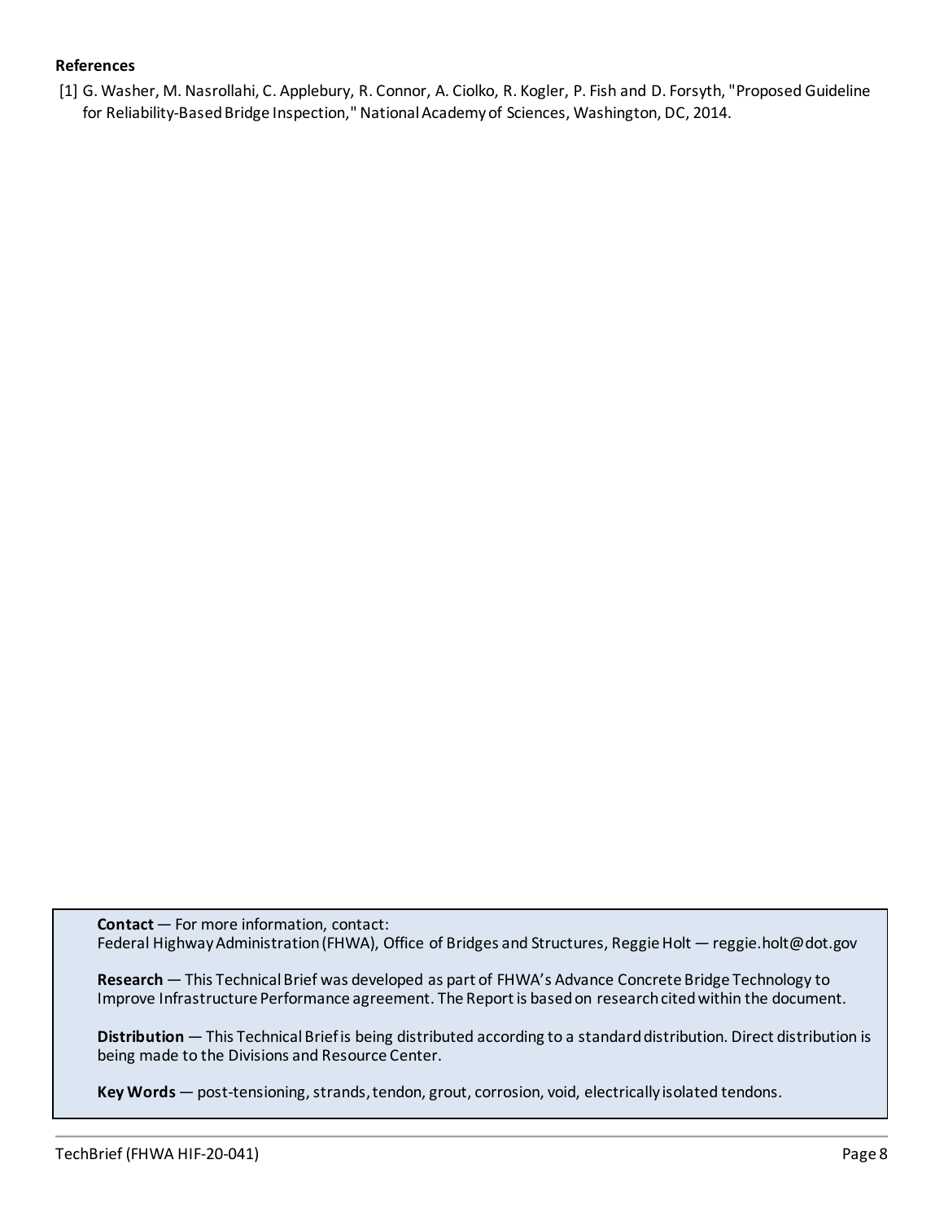**References**

[1] G. Washer, M. Nasrollahi, C. Applebury, R. Connor, A. Ciolko, R. Kogler, P. Fish and D. Forsyth, "Proposed Guideline for Reliability-Based Bridge Inspection," National Academy of Sciences, Washington, DC, 2014.

**Contact** — For more information, contact:
Federal Highway Administration (FHWA), Office of Bridges and Structures, Reggie Holt — reggie.holt@dot.gov

**Research** — This Technical Brief was developed as part of FHWA's Advance Concrete Bridge Technology to Improve Infrastructure Performance agreement. The Report is based on research cited within the document.

**Distribution** — This Technical Brief is being distributed according to a standard distribution. Direct distribution is being made to the Divisions and Resource Center.

**Key Words** — post-tensioning, strands, tendon, grout, corrosion, void, electrically isolated tendons.